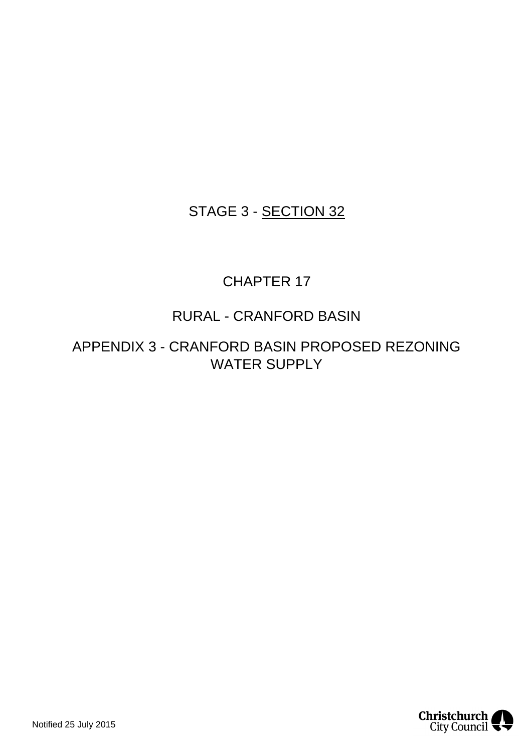STAGE 3 - SECTION 32

CHAPTER 17

RURAL - CRANFORD BASIN

APPENDIX 3 - CRANFORD BASIN PROPOSED REZONING WATER SUPPLY

Notified 25 July 2015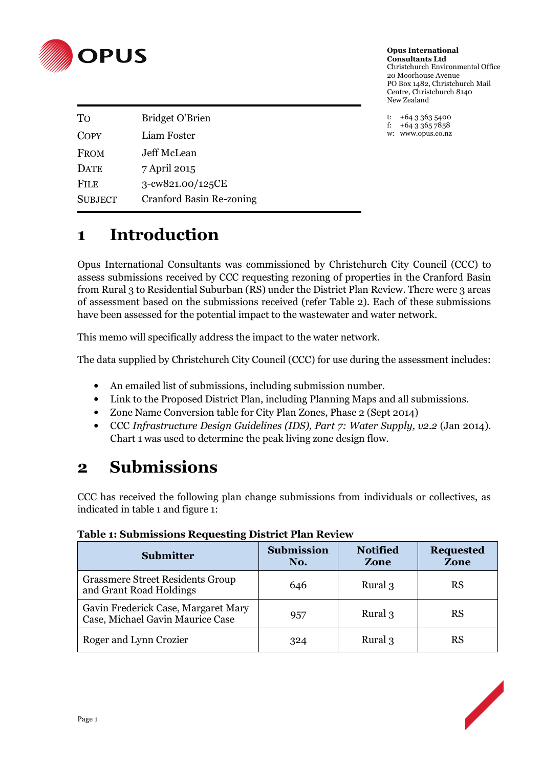**Opus International Consultants Ltd**
Christchurch Environmental Office
20 Moorhouse Avenue
PO Box 1482, Christchurch Mail Centre, Christchurch 8140
New Zealand

t: +64 3 363 5400
f: +64 3 365 7858
w: www.opus.co.nz

| | |
|---|---|
| To | Bridget O'Brien |
| Copy | Liam Foster |
| From | Jeff McLean |
| Date | 7 April 2015 |
| File | 3-cw821.00/125CE |
| Subject | Cranford Basin Re-zoning |

# 1 Introduction

Opus International Consultants was commissioned by Christchurch City Council (CCC) to assess submissions received by CCC requesting rezoning of properties in the Cranford Basin from Rural 3 to Residential Suburban (RS) under the District Plan Review. There were 3 areas of assessment based on the submissions received (refer Table 2). Each of these submissions have been assessed for the potential impact to the wastewater and water network.

This memo will specifically address the impact to the water network.

The data supplied by Christchurch City Council (CCC) for use during the assessment includes:

- An emailed list of submissions, including submission number.
- Link to the Proposed District Plan, including Planning Maps and all submissions.
- Zone Name Conversion table for City Plan Zones, Phase 2 (Sept 2014)
- CCC *Infrastructure Design Guidelines (IDS), Part 7: Water Supply, v2.2* (Jan 2014). Chart 1 was used to determine the peak living zone design flow.

# 2 Submissions

CCC has received the following plan change submissions from individuals or collectives, as indicated in table 1 and figure 1:

**Table 1: Submissions Requesting District Plan Review**

| Submitter | Submission No. | Notified Zone | Requested Zone |
|---|---|---|---|
| Grassmere Street Residents Group and Grant Road Holdings | 646 | Rural 3 | RS |
| Gavin Frederick Case, Margaret Mary Case, Michael Gavin Maurice Case | 957 | Rural 3 | RS |
| Roger and Lynn Crozier | 324 | Rural 3 | RS |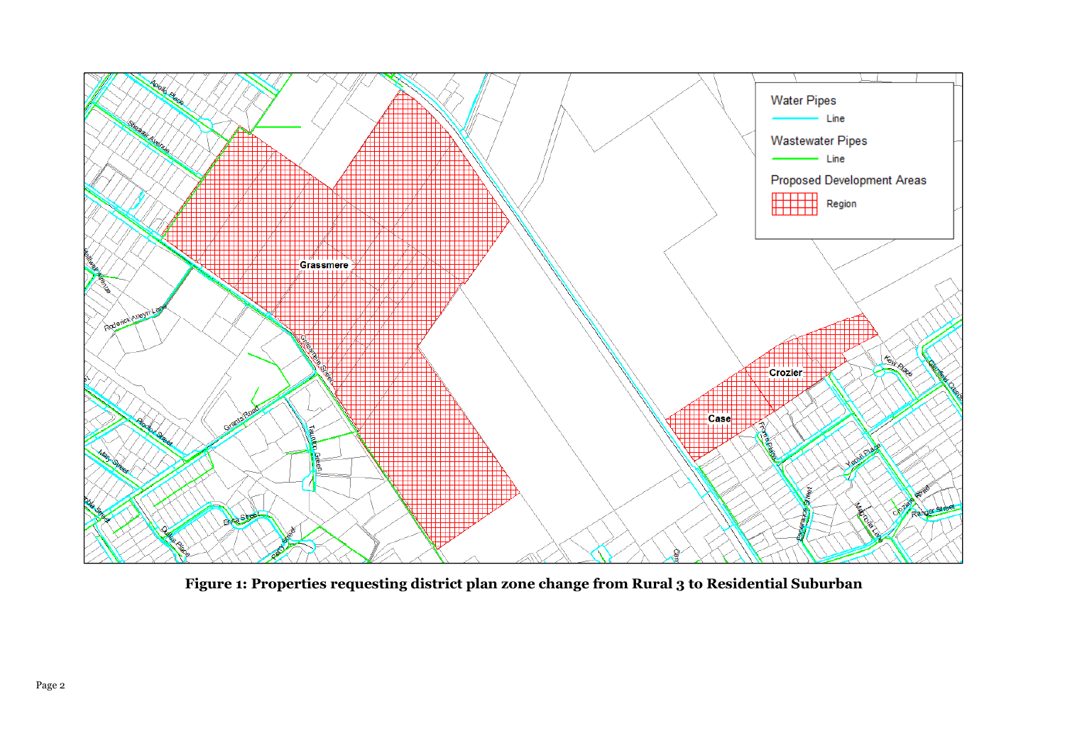**Figure 1: Properties requesting district plan zone change from Rural 3 to Residential Suburban**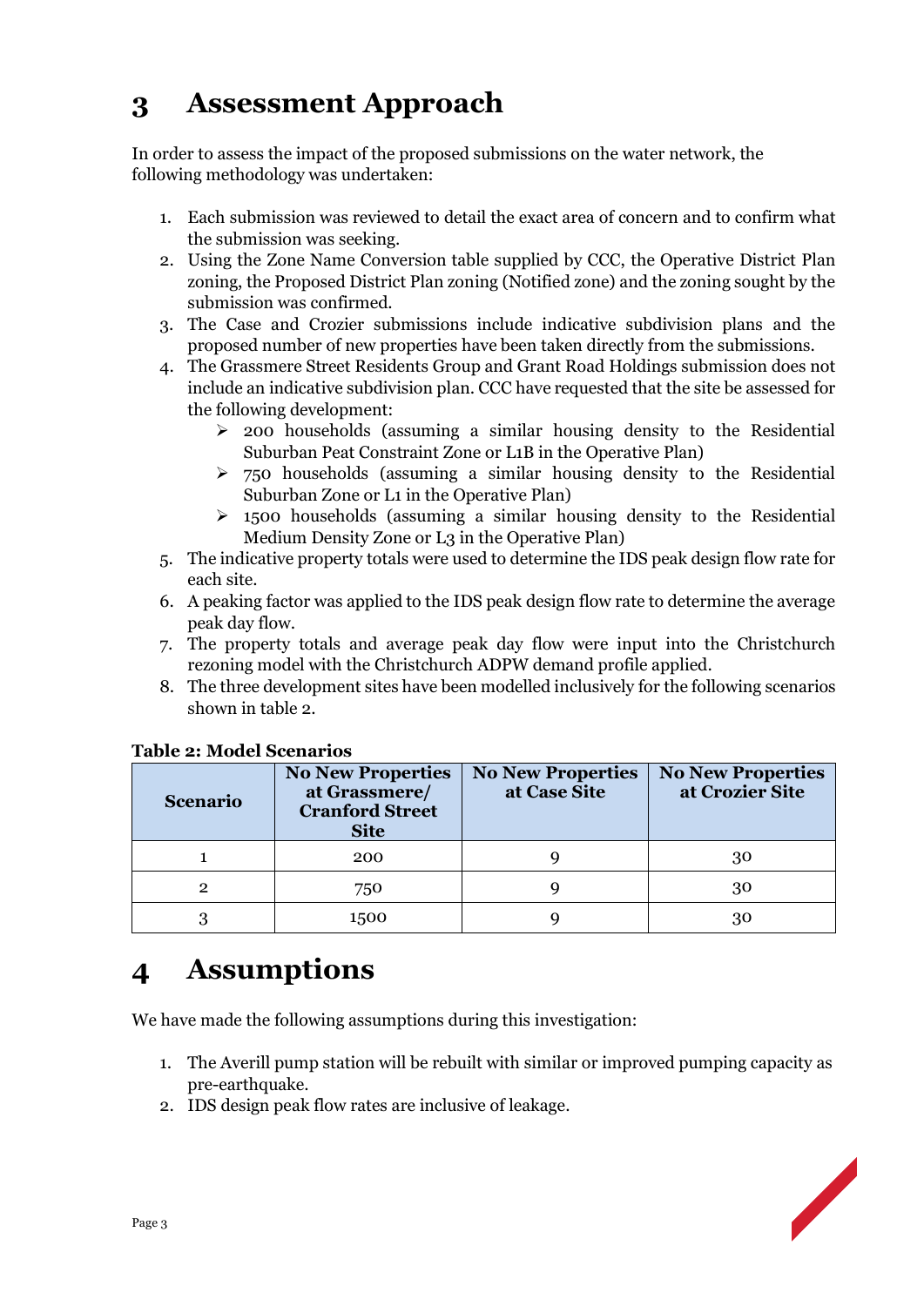# 3 Assessment Approach

In order to assess the impact of the proposed submissions on the water network, the following methodology was undertaken:

1. Each submission was reviewed to detail the exact area of concern and to confirm what the submission was seeking.
2. Using the Zone Name Conversion table supplied by CCC, the Operative District Plan zoning, the Proposed District Plan zoning (Notified zone) and the zoning sought by the submission was confirmed.
3. The Case and Crozier submissions include indicative subdivision plans and the proposed number of new properties have been taken directly from the submissions.
4. The Grassmere Street Residents Group and Grant Road Holdings submission does not include an indicative subdivision plan. CCC have requested that the site be assessed for the following development:
   - 200 households (assuming a similar housing density to the Residential Suburban Peat Constraint Zone or L1B in the Operative Plan)
   - 750 households (assuming a similar housing density to the Residential Suburban Zone or L1 in the Operative Plan)
   - 1500 households (assuming a similar housing density to the Residential Medium Density Zone or L3 in the Operative Plan)
5. The indicative property totals were used to determine the IDS peak design flow rate for each site.
6. A peaking factor was applied to the IDS peak design flow rate to determine the average peak day flow.
7. The property totals and average peak day flow were input into the Christchurch rezoning model with the Christchurch ADPW demand profile applied.
8. The three development sites have been modelled inclusively for the following scenarios shown in table 2.

**Table 2: Model Scenarios**

| Scenario | No New Properties at Grassmere/ Cranford Street Site | No New Properties at Case Site | No New Properties at Crozier Site |
|---|---|---|---|
| 1 | 200 | 9 | 30 |
| 2 | 750 | 9 | 30 |
| 3 | 1500 | 9 | 30 |

# 4 Assumptions

We have made the following assumptions during this investigation:

1. The Averill pump station will be rebuilt with similar or improved pumping capacity as pre-earthquake.
2. IDS design peak flow rates are inclusive of leakage.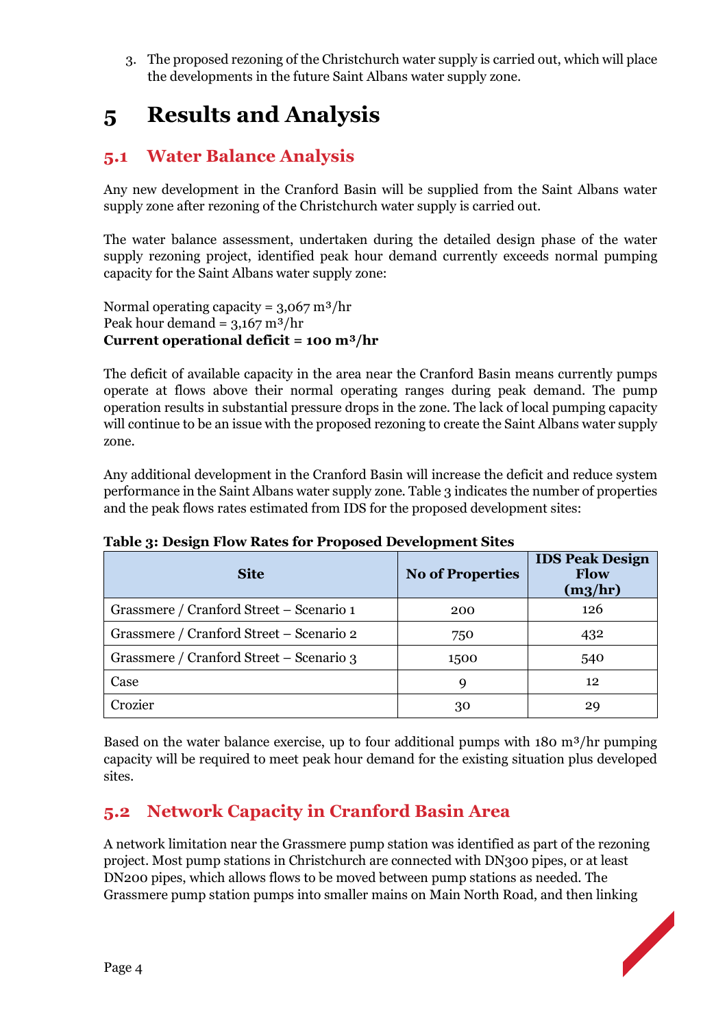3. The proposed rezoning of the Christchurch water supply is carried out, which will place the developments in the future Saint Albans water supply zone.

# 5 Results and Analysis

## 5.1 Water Balance Analysis

Any new development in the Cranford Basin will be supplied from the Saint Albans water supply zone after rezoning of the Christchurch water supply is carried out.

The water balance assessment, undertaken during the detailed design phase of the water supply rezoning project, identified peak hour demand currently exceeds normal pumping capacity for the Saint Albans water supply zone:

Normal operating capacity = 3,067 $m^3/hr$
Peak hour demand = 3,167 $m^3/hr$
**Current operational deficit = 100 $m^3/hr$**

The deficit of available capacity in the area near the Cranford Basin means currently pumps operate at flows above their normal operating ranges during peak demand. The pump operation results in substantial pressure drops in the zone. The lack of local pumping capacity will continue to be an issue with the proposed rezoning to create the Saint Albans water supply zone.

Any additional development in the Cranford Basin will increase the deficit and reduce system performance in the Saint Albans water supply zone. Table 3 indicates the number of properties and the peak flows rates estimated from IDS for the proposed development sites:

**Table 3: Design Flow Rates for Proposed Development Sites**

| Site | No of Properties | IDS Peak Design Flow (m3/hr) |
|---|---|---|
| Grassmere / Cranford Street – Scenario 1 | 200 | 126 |
| Grassmere / Cranford Street – Scenario 2 | 750 | 432 |
| Grassmere / Cranford Street – Scenario 3 | 1500 | 540 |
| Case | 9 | 12 |
| Crozier | 30 | 29 |

Based on the water balance exercise, up to four additional pumps with 180 $m^3/hr$ pumping capacity will be required to meet peak hour demand for the existing situation plus developed sites.

## 5.2 Network Capacity in Cranford Basin Area

A network limitation near the Grassmere pump station was identified as part of the rezoning project. Most pump stations in Christchurch are connected with DN300 pipes, or at least DN200 pipes, which allows flows to be moved between pump stations as needed. The Grassmere pump station pumps into smaller mains on Main North Road, and then linking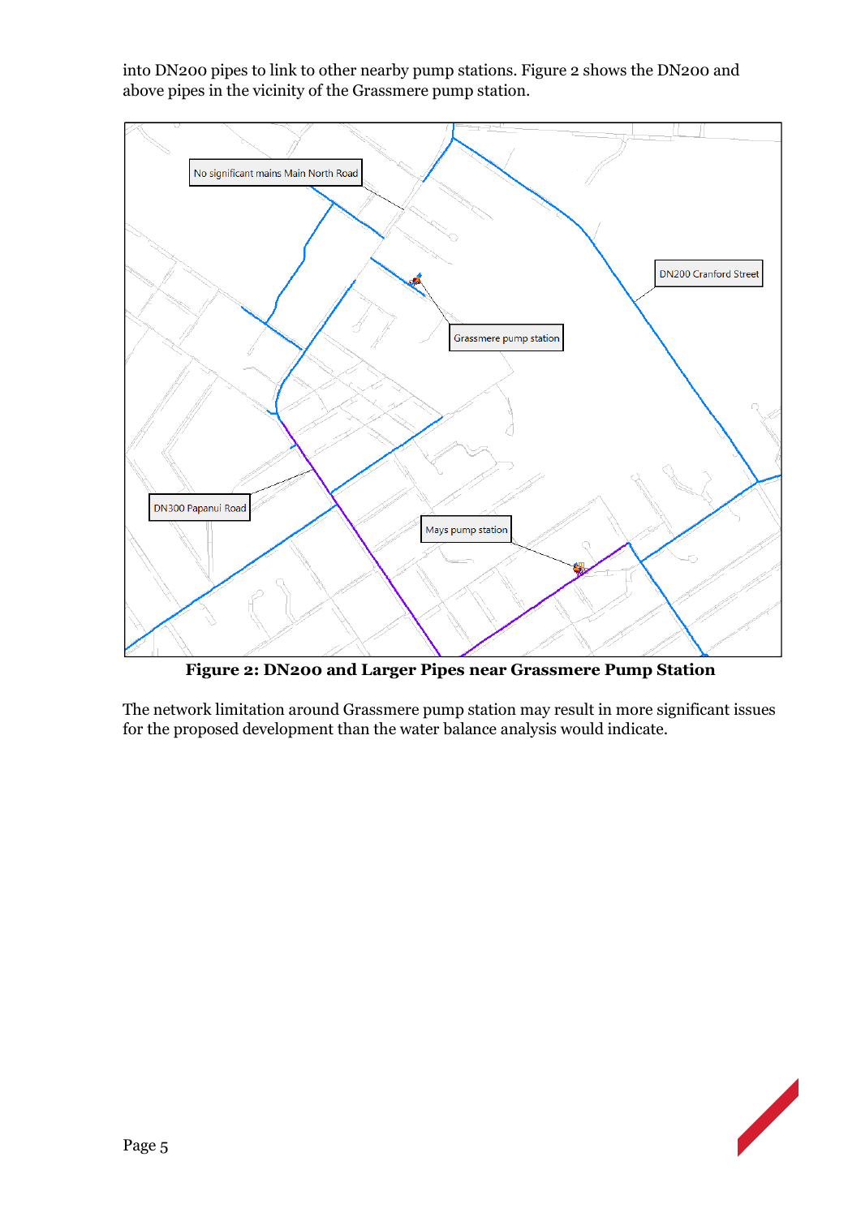into DN200 pipes to link to other nearby pump stations. Figure 2 shows the DN200 and above pipes in the vicinity of the Grassmere pump station.

**Figure 2: DN200 and Larger Pipes near Grassmere Pump Station**

The network limitation around Grassmere pump station may result in more significant issues for the proposed development than the water balance analysis would indicate.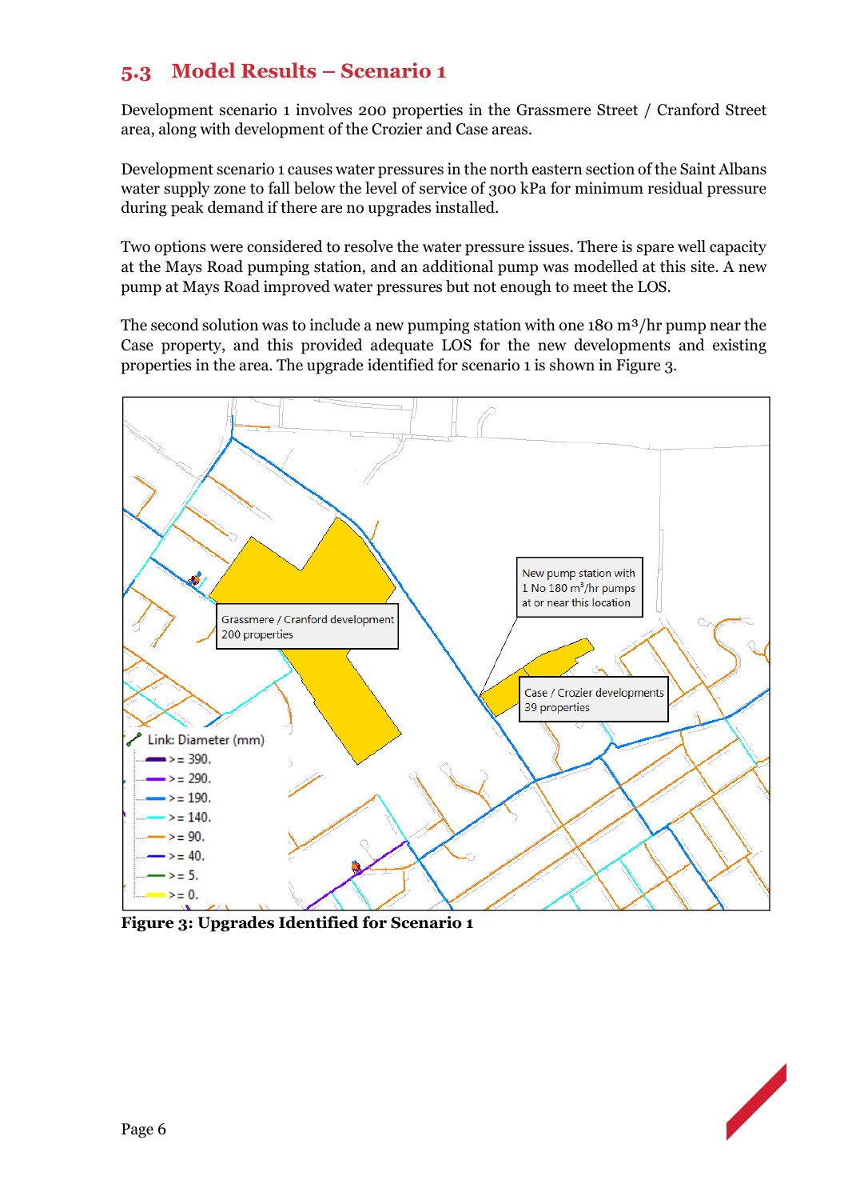## 5.3 Model Results – Scenario 1

Development scenario 1 involves 200 properties in the Grassmere Street / Cranford Street area, along with development of the Crozier and Case areas.

Development scenario 1 causes water pressures in the north eastern section of the Saint Albans water supply zone to fall below the level of service of 300 kPa for minimum residual pressure during peak demand if there are no upgrades installed.

Two options were considered to resolve the water pressure issues. There is spare well capacity at the Mays Road pumping station, and an additional pump was modelled at this site. A new pump at Mays Road improved water pressures but not enough to meet the LOS.

The second solution was to include a new pumping station with one 180 m³/hr pump near the Case property, and this provided adequate LOS for the new developments and existing properties in the area. The upgrade identified for scenario 1 is shown in Figure 3.

**Figure 3: Upgrades Identified for Scenario 1**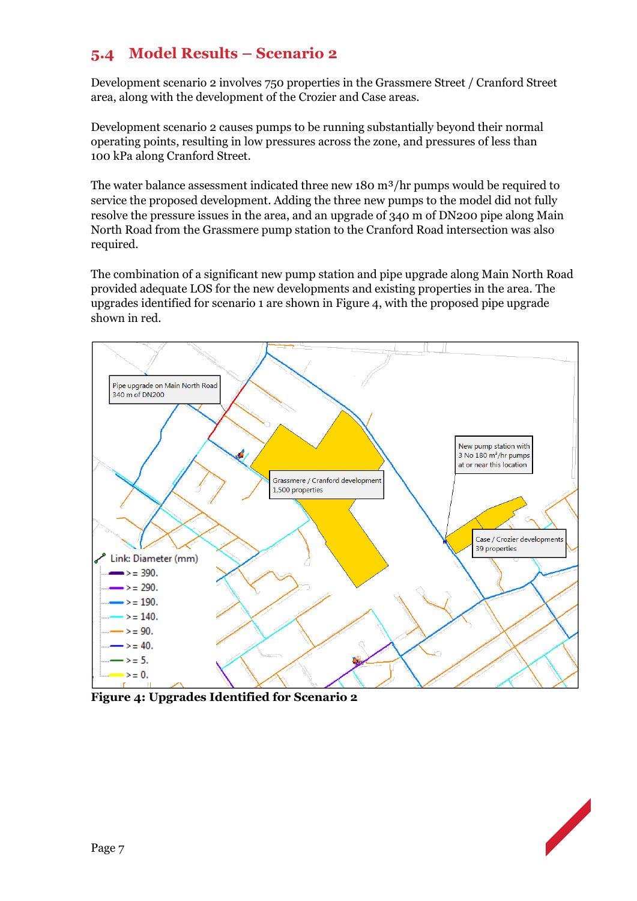## 5.4 Model Results – Scenario 2

Development scenario 2 involves 750 properties in the Grassmere Street / Cranford Street area, along with the development of the Crozier and Case areas.

Development scenario 2 causes pumps to be running substantially beyond their normal operating points, resulting in low pressures across the zone, and pressures of less than 100 kPa along Cranford Street.

The water balance assessment indicated three new 180 $m^3$/hr pumps would be required to service the proposed development. Adding the three new pumps to the model did not fully resolve the pressure issues in the area, and an upgrade of 340 m of DN200 pipe along Main North Road from the Grassmere pump station to the Cranford Road intersection was also required.

The combination of a significant new pump station and pipe upgrade along Main North Road provided adequate LOS for the new developments and existing properties in the area. The upgrades identified for scenario 1 are shown in Figure 4, with the proposed pipe upgrade shown in red.

**Figure 4: Upgrades Identified for Scenario 2**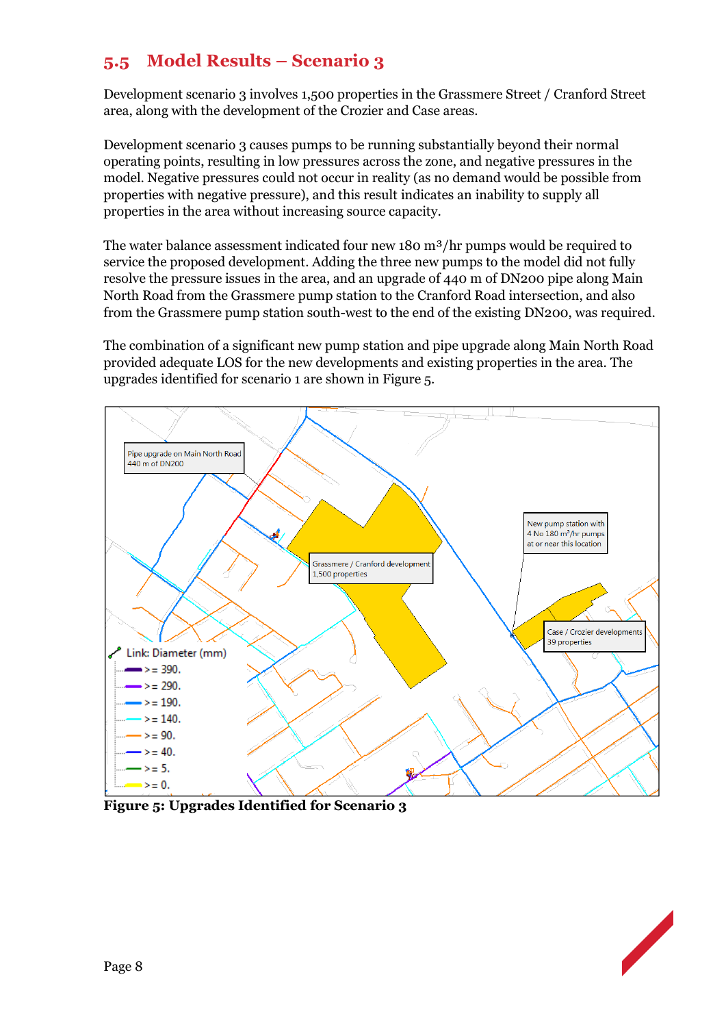## 5.5 Model Results – Scenario 3

Development scenario 3 involves 1,500 properties in the Grassmere Street / Cranford Street area, along with the development of the Crozier and Case areas.

Development scenario 3 causes pumps to be running substantially beyond their normal operating points, resulting in low pressures across the zone, and negative pressures in the model. Negative pressures could not occur in reality (as no demand would be possible from properties with negative pressure), and this result indicates an inability to supply all properties in the area without increasing source capacity.

The water balance assessment indicated four new 180 $m^3$/hr pumps would be required to service the proposed development. Adding the three new pumps to the model did not fully resolve the pressure issues in the area, and an upgrade of 440 m of DN200 pipe along Main North Road from the Grassmere pump station to the Cranford Road intersection, and also from the Grassmere pump station south-west to the end of the existing DN200, was required.

The combination of a significant new pump station and pipe upgrade along Main North Road provided adequate LOS for the new developments and existing properties in the area. The upgrades identified for scenario 1 are shown in Figure 5.

**Figure 5: Upgrades Identified for Scenario 3**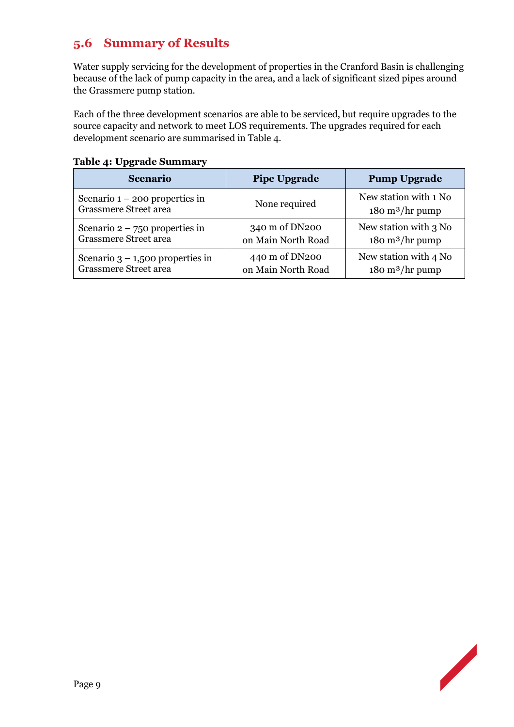## 5.6 Summary of Results

Water supply servicing for the development of properties in the Cranford Basin is challenging because of the lack of pump capacity in the area, and a lack of significant sized pipes around the Grassmere pump station.

Each of the three development scenarios are able to be serviced, but require upgrades to the source capacity and network to meet LOS requirements. The upgrades required for each development scenario are summarised in Table 4.

**Table 4: Upgrade Summary**

| Scenario | Pipe Upgrade | Pump Upgrade |
| --- | --- | --- |
| Scenario 1 – 200 properties in Grassmere Street area | None required | New station with 1 No 180 $m^3/hr$ pump |
| Scenario 2 – 750 properties in Grassmere Street area | 340 m of DN200 on Main North Road | New station with 3 No 180 $m^3/hr$ pump |
| Scenario 3 – 1,500 properties in Grassmere Street area | 440 m of DN200 on Main North Road | New station with 4 No 180 $m^3/hr$ pump |